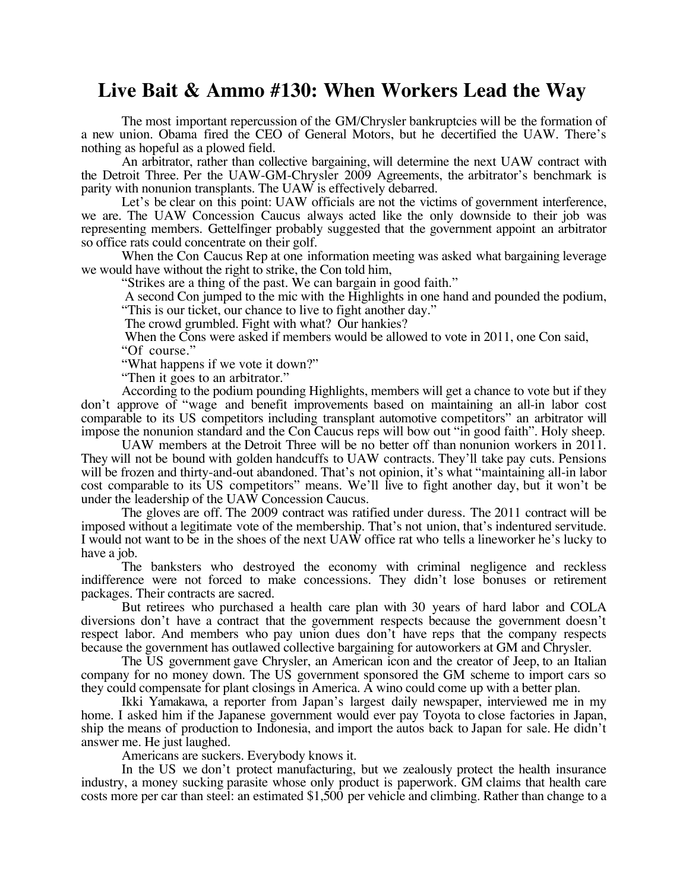# Live Bait & Ammo #130: When Workers Lead the Way

The most important repercussion of the GM/Chrysler bankruptcies will be the formation of a new union. Obama fired the CEO of General Motors, but he decertified the UAW. There's nothing as hopeful as a plowed field.

An arbitrator, rather than collective bargaining, will determine the next UAW contract with the Detroit Three. Per the UAW-GM-Chrysler 2009 Agreements, the arbitrator's benchmark is parity with nonunion transplants. The UAW is effectively debarred.

Let's be clear on this point: UAW officials are not the victims of government interference, we are. The UAW Concession Caucus always acted like the only downside to their job was representing members. Gettelfinger probably suggested that the government appoint an arbitrator so office rats could concentrate on their golf.

When the Con Caucus Rep at one information meeting was asked what bargaining leverage we would have without the right to strike, the Con told him,

"Strikes are a thing of the past. We can bargain in good faith."

A second Con jumped to the mic with the Highlights in one hand and pounded the podium,

"This is our ticket, our chance to live to fight another day."

The crowd grumbled. Fight with what? Our hankies?

When the Cons were asked if members would be allowed to vote in 2011, one Con said,

"Of course."

"What happens if we vote it down?"

"Then it goes to an arbitrator."

According to the podium pounding Highlights, members will get a chance to vote but if they don't approve of "wage and benefit improvements based on maintaining an all-in labor cost comparable to its US competitors including transplant automotive competitors" an arbitrator will impose the nonunion standard and the Con Caucus reps will bow out "in good faith". Holy sheep.

UAW members at the Detroit Three will be no better off than nonunion workers in 2011. They will not be bound with golden handcuffs to UAW contracts. They'll take pay cuts. Pensions will be frozen and thirty-and-out abandoned. That's not opinion, it's what "maintaining all-in labor cost comparable to its US competitors" means. We'll live to fight another day, but it won't be under the leadership of the UAW Concession Caucus.

The gloves are off. The 2009 contract was ratified under duress. The 2011 contract will be imposed without a legitimate vote of the membership. That's not union, that's indentured servitude. I would not want to be in the shoes of the next UAW office rat who tells a lineworker he's lucky to have a job.

The banksters who destroyed the economy with criminal negligence and reckless indifference were not forced to make concessions. They didn't lose bonuses or retirement packages. Their contracts are sacred.

But retirees who purchased a health care plan with 30 years of hard labor and COLA diversions don't have a contract that the government respects because the government doesn't respect labor. And members who pay union dues don't have reps that the company respects because the government has outlawed collective bargaining for autoworkers at GM and Chrysler.

The US government gave Chrysler, an American icon and the creator of Jeep, to an Italian company for no money down. The US government sponsored the GM scheme to import cars so they could compensate for plant closings in America. A wino could come up with a better plan.

Ikki Yamakawa, a reporter from Japan's largest daily newspaper, interviewed me in my home. I asked him if the Japanese government would ever pay Toyota to close factories in Japan, ship the means of production to Indonesia, and import the autos back to Japan for sale. He didn't answer me. He just laughed.

Americans are suckers. Everybody knows it.

In the US we don't protect manufacturing, but we zealously protect the health insurance industry, a money sucking parasite whose only product is paperwork. GM claims that health care costs more per car than steel: an estimated $1,500 per vehicle and climbing. Rather than change to a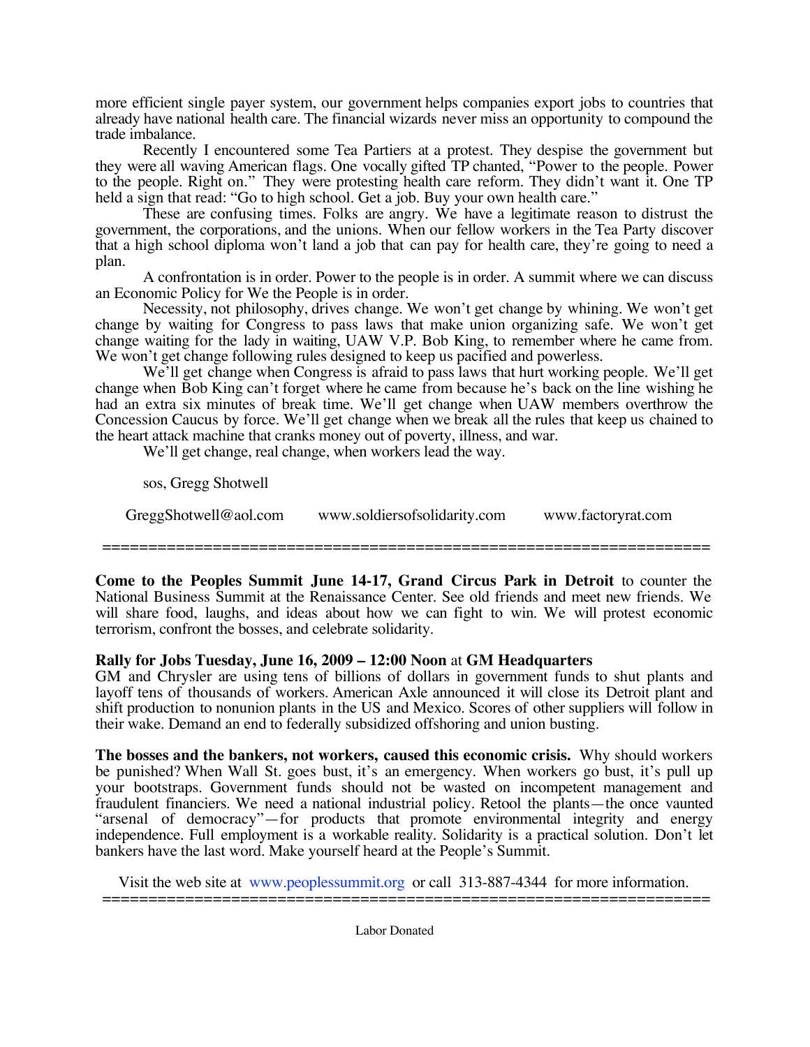more efficient single payer system, our government helps companies export jobs to countries that already have national health care. The financial wizards never miss an opportunity to compound the trade imbalance.

Recently I encountered some Tea Partiers at a protest. They despise the government but they were all waving American flags. One vocally gifted TP chanted, "Power to the people. Power to the people. Right on." They were protesting health care reform. They didn't want it. One TP held a sign that read: "Go to high school. Get a job. Buy your own health care."

These are confusing times. Folks are angry. We have a legitimate reason to distrust the government, the corporations, and the unions. When our fellow workers in the Tea Party discover that a high school diploma won't land a job that can pay for health care, they're going to need a plan.

A confrontation is in order. Power to the people is in order. A summit where we can discuss an Economic Policy for We the People is in order.

Necessity, not philosophy, drives change. We won't get change by whining. We won't get change by waiting for Congress to pass laws that make union organizing safe. We won't get change waiting for the lady in waiting, UAW V.P. Bob King, to remember where he came from. We won't get change following rules designed to keep us pacified and powerless.

We'll get change when Congress is afraid to pass laws that hurt working people. We'll get change when Bob King can't forget where he came from because he's back on the line wishing he had an extra six minutes of break time. We'll get change when UAW members overthrow the Concession Caucus by force. We'll get change when we break all the rules that keep us chained to the heart attack machine that cranks money out of poverty, illness, and war.

We'll get change, real change, when workers lead the way.

sos, Gregg Shotwell

GreggShotwell@aol.com www.soldiersofsolidarity.com www.factoryrat.com

---

**Come to the Peoples Summit June 14-17, Grand Circus Park in Detroit** to counter the National Business Summit at the Renaissance Center. See old friends and meet new friends. We will share food, laughs, and ideas about how we can fight to win. We will protest economic terrorism, confront the bosses, and celebrate solidarity.

**Rally for Jobs Tuesday, June 16, 2009 – 12:00 Noon** at **GM Headquarters**
GM and Chrysler are using tens of billions of dollars in government funds to shut plants and layoff tens of thousands of workers. American Axle announced it will close its Detroit plant and shift production to nonunion plants in the US and Mexico. Scores of other suppliers will follow in their wake. Demand an end to federally subsidized offshoring and union busting.

**The bosses and the bankers, not workers, caused this economic crisis.** Why should workers be punished? When Wall St. goes bust, it's an emergency. When workers go bust, it's pull up your bootstraps. Government funds should not be wasted on incompetent management and fraudulent financiers. We need a national industrial policy. Retool the plants—the once vaunted "arsenal of democracy"—for products that promote environmental integrity and energy independence. Full employment is a workable reality. Solidarity is a practical solution. Don't let bankers have the last word. Make yourself heard at the People's Summit.

Visit the web site at www.peoplessummit.org or call 313-887-4344 for more information.

---

Labor Donated